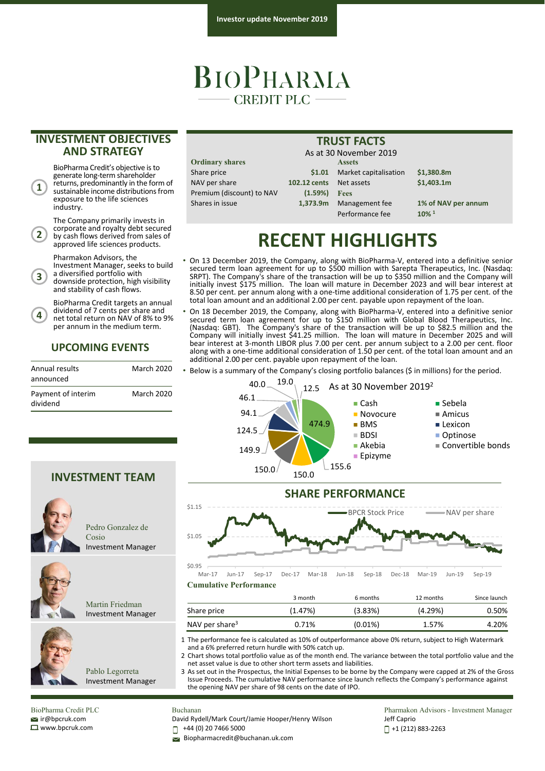Investor update November 2019

# BioPharma Credit PLC

## INVESTMENT OBJECTIVES AND STRATEGY

1. BioPharma Credit's objective is to generate long-term shareholder returns, predominantly in the form of sustainable income distributions from exposure to the life sciences industry.
2. The Company primarily invests in corporate and royalty debt secured by cash flows derived from sales of approved life sciences products.
3. Pharmakon Advisors, the Investment Manager, seeks to build a diversified portfolio with downside protection, high visibility and stability of cash flows.
4. BioPharma Credit targets an annual dividend of 7 cents per share and net total return on NAV of 8% to 9% per annum in the medium term.

## UPCOMING EVENTS

| | |
|---|---|
| Annual results announced | March 2020 |
| Payment of interim dividend | March 2020 |

## INVESTMENT TEAM

Pedro Gonzalez de Cosio
Investment Manager

Martin Friedman
Investment Manager

Pablo Legorreta
Investment Manager

## TRUST FACTS

As at 30 November 2019

| Ordinary shares | | Assets | |
|---|---|---|---|
| Share price | $1.01 | Market capitalisation | $1,380.8m |
| NAV per share | 102.12 cents | Net assets | $1,403.1m |
| Premium (discount) to NAV | (1.59%) | **Fees** | |
| Shares in issue | 1,373.9m | Management fee | 1% of NAV per annum |
| | | Performance fee | 10% [1] |

## RECENT HIGHLIGHTS

- On 13 December 2019, the Company, along with BioPharma-V, entered into a definitive senior secured term loan agreement for up to $500 million with Sarepta Therapeutics, Inc. (Nasdaq: SRPT). The Company's share of the transaction will be up to $350 million and the Company will initially invest $175 million. The loan will mature in December 2023 and will bear interest at 8.50 per cent. per annum along with a one-time additional consideration of 1.75 per cent. of the total loan amount and an additional 2.00 per cent. payable upon repayment of the loan.
- On 18 December 2019, the Company, along with BioPharma-V, entered into a definitive senior secured term loan agreement for up to $150 million with Global Blood Therapeutics, Inc. (Nasdaq: GBT). The Company's share of the transaction will be up to $82.5 million and the Company will initially invest $41.25 million. The loan will mature in December 2025 and will bear interest at 3-month LIBOR plus 7.00 per cent. per annum subject to a 2.00 per cent. floor along with a one-time additional consideration of 1.50 per cent. of the total loan amount and an additional 2.00 per cent. payable upon repayment of the loan.
- Below is a summary of the Company's closing portfolio balances ($ in millions) for the period.

As at 30 November 2019[2]

Cash, Novocure, BMS, BDSI, Akebia, Epizyme, Sebela, Amicus, Lexicon, Optinose, Convertible bonds

474.9, 155.6, 150.0, 150.0, 149.9, 124.5, 94.1, 46.1, 40.0, 19.0, 12.5

## SHARE PERFORMANCE

BPCR Stock Price — NAV per share

$1.15, $1.05, $0.95

Mar-17, Jun-17, Sep-17, Dec-17, Mar-18, Jun-18, Sep-18, Dec-18, Mar-19, Jun-19, Sep-19

**Cumulative Performance**

| | 3 month | 6 months | 12 months | Since launch |
|---|---|---|---|---|
| Share price | (1.47%) | (3.83%) | (4.29%) | 0.50% |
| NAV per share[3] | 0.71% | (0.01%) | 1.57% | 4.20% |

1 The performance fee is calculated as 10% of outperformance above 0% return, subject to High Watermark and a 6% preferred return hurdle with 50% catch up.
2 Chart shows total portfolio value as of the month end. The variance between the total portfolio value and the net asset value is due to other short term assets and liabilities.
3 As set out in the Prospectus, the Initial Expenses to be borne by the Company were capped at 2% of the Gross Issue Proceeds. The cumulative NAV performance since launch reflects the Company's performance against the opening NAV per share of 98 cents on the date of IPO.

BioPharma Credit PLC
ir@bpcruk.com
www.bpcruk.com

Buchanan
David Rydell/Mark Court/Jamie Hooper/Henry Wilson
+44 (0) 20 7466 5000
Biopharmacredit@buchanan.uk.com

Pharmakon Advisors - Investment Manager
Jeff Caprio
+1 (212) 883-2263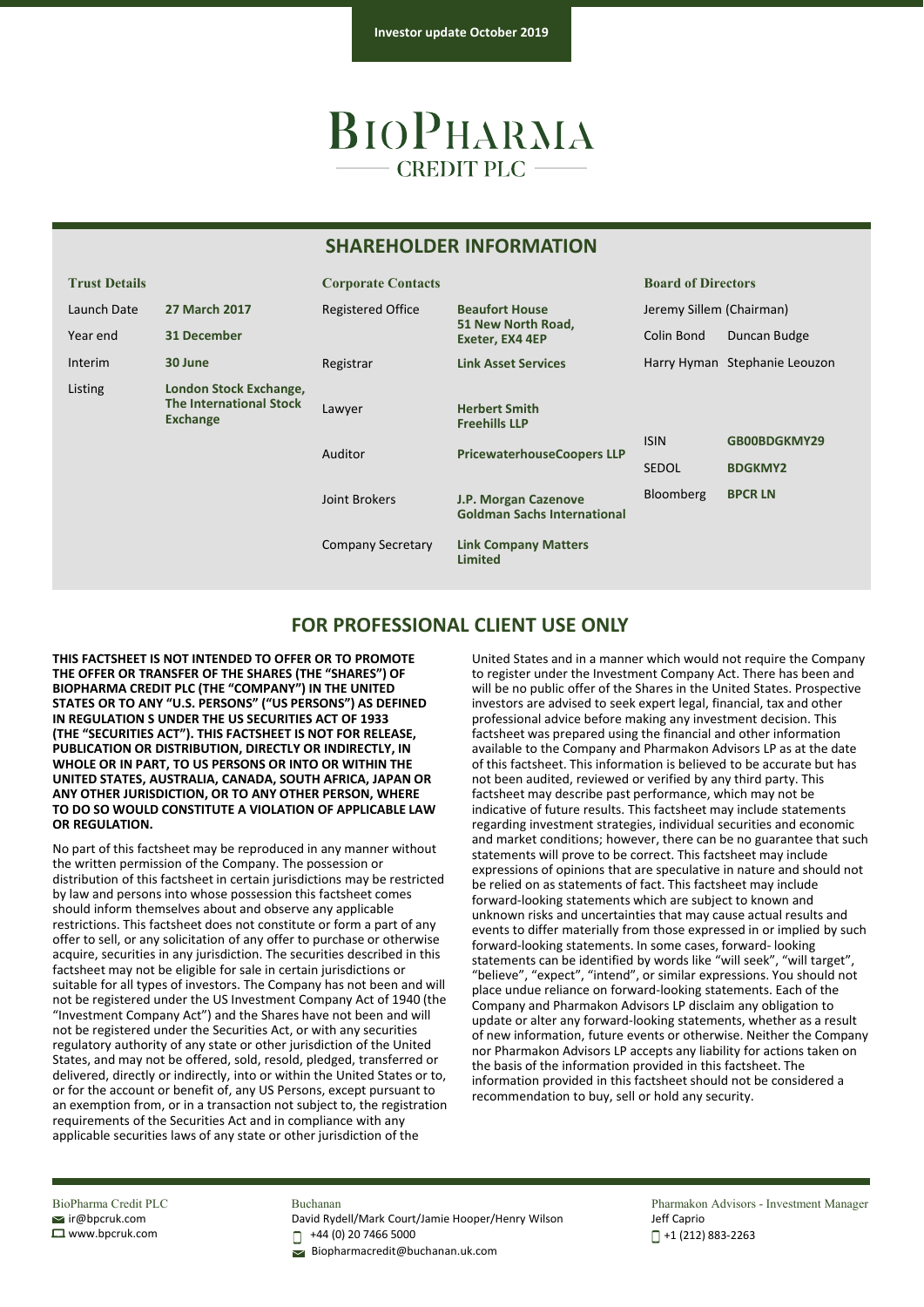Investor update October 2019

# BioPharma Credit PLC

## SHAREHOLDER INFORMATION

| Trust Details | | Corporate Contacts | | Board of Directors | |
|---|---|---|---|---|---|
| Launch Date | **27 March 2017** | Registered Office | **Beaufort House 51 New North Road, Exeter, EX4 4EP** | Jeremy Sillem (Chairman) | |
| Year end | **31 December** | | | Colin Bond | Duncan Budge |
| Interim | **30 June** | Registrar | **Link Asset Services** | Harry Hyman | Stephanie Leouzon |
| Listing | **London Stock Exchange, The International Stock Exchange** | Lawyer | **Herbert Smith Freehills LLP** | | |
| | | Auditor | **PricewaterhouseCoopers LLP** | ISIN | **GB00BDGKMY29** |
| | | | | SEDOL | **BDGKMY2** |
| | | Joint Brokers | **J.P. Morgan Cazenove Goldman Sachs International** | Bloomberg | **BPCR LN** |
| | | Company Secretary | **Link Company Matters Limited** | | |

## FOR PROFESSIONAL CLIENT USE ONLY

**THIS FACTSHEET IS NOT INTENDED TO OFFER OR TO PROMOTE THE OFFER OR TRANSFER OF THE SHARES (THE "SHARES") OF BIOPHARMA CREDIT PLC (THE "COMPANY") IN THE UNITED STATES OR TO ANY "U.S. PERSONS" ("US PERSONS") AS DEFINED IN REGULATION S UNDER THE US SECURITIES ACT OF 1933 (THE "SECURITIES ACT"). THIS FACTSHEET IS NOT FOR RELEASE, PUBLICATION OR DISTRIBUTION, DIRECTLY OR INDIRECTLY, IN WHOLE OR IN PART, TO US PERSONS OR INTO OR WITHIN THE UNITED STATES, AUSTRALIA, CANADA, SOUTH AFRICA, JAPAN OR ANY OTHER JURISDICTION, OR TO ANY OTHER PERSON, WHERE TO DO SO WOULD CONSTITUTE A VIOLATION OF APPLICABLE LAW OR REGULATION.**

No part of this factsheet may be reproduced in any manner without the written permission of the Company. The possession or distribution of this factsheet in certain jurisdictions may be restricted by law and persons into whose possession this factsheet comes should inform themselves about and observe any applicable restrictions. This factsheet does not constitute or form a part of any offer to sell, or any solicitation of any offer to purchase or otherwise acquire, securities in any jurisdiction. The securities described in this factsheet may not be eligible for sale in certain jurisdictions or suitable for all types of investors. The Company has not been and will not be registered under the US Investment Company Act of 1940 (the "Investment Company Act") and the Shares have not been and will not be registered under the Securities Act, or with any securities regulatory authority of any state or other jurisdiction of the United States, and may not be offered, sold, resold, pledged, transferred or delivered, directly or indirectly, into or within the United States or to, or for the account or benefit of, any US Persons, except pursuant to an exemption from, or in a transaction not subject to, the registration requirements of the Securities Act and in compliance with any applicable securities laws of any state or other jurisdiction of the United States and in a manner which would not require the Company to register under the Investment Company Act. There has been and will be no public offer of the Shares in the United States. Prospective investors are advised to seek expert legal, financial, tax and other professional advice before making any investment decision. This factsheet was prepared using the financial and other information available to the Company and Pharmakon Advisors LP as at the date of this factsheet. This information is believed to be accurate but has not been audited, reviewed or verified by any third party. This factsheet may describe past performance, which may not be indicative of future results. This factsheet may include statements regarding investment strategies, individual securities and economic and market conditions; however, there can be no guarantee that such statements will prove to be correct. This factsheet may include expressions of opinions that are speculative in nature and should not be relied on as statements of fact. This factsheet may include forward-looking statements which are subject to known and unknown risks and uncertainties that may cause actual results and events to differ materially from those expressed in or implied by such forward-looking statements. In some cases, forward- looking statements can be identified by words like "will seek", "will target", "believe", "expect", "intend", or similar expressions. You should not place undue reliance on forward-looking statements. Each of the Company and Pharmakon Advisors LP disclaim any obligation to update or alter any forward-looking statements, whether as a result of new information, future events or otherwise. Neither the Company nor Pharmakon Advisors LP accepts any liability for actions taken on the basis of the information provided in this factsheet. The information provided in this factsheet should not be considered a recommendation to buy, sell or hold any security.

BioPharma Credit PLC
ir@bpcruk.com
www.bpcruk.com

Buchanan
David Rydell/Mark Court/Jamie Hooper/Henry Wilson
+44 (0) 20 7466 5000
Biopharmacredit@buchanan.uk.com

Pharmakon Advisors - Investment Manager
Jeff Caprio
+1 (212) 883-2263